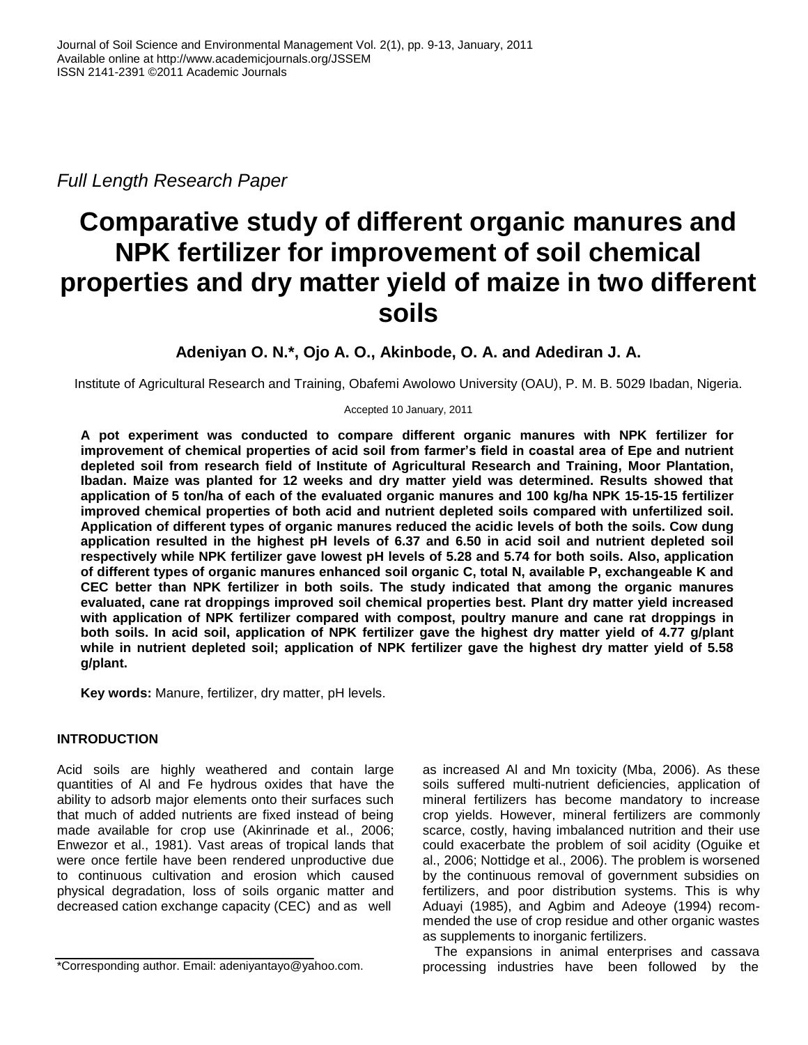*Full Length Research Paper*

# Comparative study of different organic manures and NPK fertilizer for improvement of soil chemical properties and dry matter yield of maize in two different soils

**Adeniyan O. N.*, Ojo A. O., Akinbode, O. A. and Adediran J. A.**

Institute of Agricultural Research and Training, Obafemi Awolowo University (OAU), P. M. B. 5029 Ibadan, Nigeria.

Accepted 10 January, 2011

**A pot experiment was conducted to compare different organic manures with NPK fertilizer for improvement of chemical properties of acid soil from farmer's field in coastal area of Epe and nutrient depleted soil from research field of Institute of Agricultural Research and Training, Moor Plantation, Ibadan. Maize was planted for 12 weeks and dry matter yield was determined. Results showed that application of 5 ton/ha of each of the evaluated organic manures and 100 kg/ha NPK 15-15-15 fertilizer improved chemical properties of both acid and nutrient depleted soils compared with unfertilized soil. Application of different types of organic manures reduced the acidic levels of both the soils. Cow dung application resulted in the highest pH levels of 6.37 and 6.50 in acid soil and nutrient depleted soil respectively while NPK fertilizer gave lowest pH levels of 5.28 and 5.74 for both soils. Also, application of different types of organic manures enhanced soil organic C, total N, available P, exchangeable K and CEC better than NPK fertilizer in both soils. The study indicated that among the organic manures evaluated, cane rat droppings improved soil chemical properties best. Plant dry matter yield increased with application of NPK fertilizer compared with compost, poultry manure and cane rat droppings in both soils. In acid soil, application of NPK fertilizer gave the highest dry matter yield of 4.77 g/plant while in nutrient depleted soil; application of NPK fertilizer gave the highest dry matter yield of 5.58 g/plant.**

**Key words:** Manure, fertilizer, dry matter, pH levels.

## INTRODUCTION

Acid soils are highly weathered and contain large quantities of Al and Fe hydrous oxides that have the ability to adsorb major elements onto their surfaces such that much of added nutrients are fixed instead of being made available for crop use (Akinrinade et al., 2006; Enwezor et al., 1981). Vast areas of tropical lands that were once fertile have been rendered unproductive due to continuous cultivation and erosion which caused physical degradation, loss of soils organic matter and decreased cation exchange capacity (CEC) and as well as increased Al and Mn toxicity (Mba, 2006). As these soils suffered multi-nutrient deficiencies, application of mineral fertilizers has become mandatory to increase crop yields. However, mineral fertilizers are commonly scarce, costly, having imbalanced nutrition and their use could exacerbate the problem of soil acidity (Oguike et al., 2006; Nottidge et al., 2006). The problem is worsened by the continuous removal of government subsidies on fertilizers, and poor distribution systems. This is why Aduayi (1985), and Agbim and Adeoye (1994) recommended the use of crop residue and other organic wastes as supplements to inorganic fertilizers.

The expansions in animal enterprises and cassava processing industries have been followed by the

*Corresponding author. Email: adeniyantayo@yahoo.com.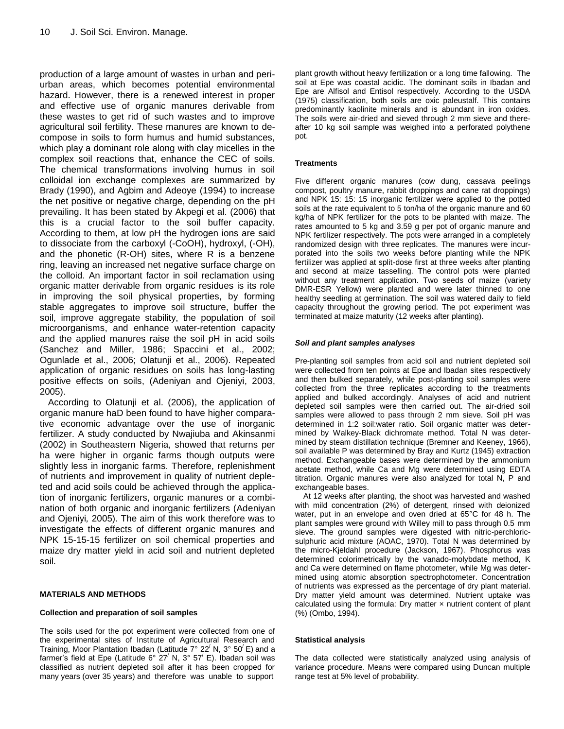production of a large amount of wastes in urban and peri-urban areas, which becomes potential environmental hazard. However, there is a renewed interest in proper and effective use of organic manures derivable from these wastes to get rid of such wastes and to improve agricultural soil fertility. These manures are known to decompose in soils to form humus and humid substances, which play a dominant role along with clay micelles in the complex soil reactions that, enhance the CEC of soils. The chemical transformations involving humus in soil colloidal ion exchange complexes are summarized by Brady (1990), and Agbim and Adeoye (1994) to increase the net positive or negative charge, depending on the pH prevailing. It has been stated by Akpegi et al. (2006) that this is a crucial factor to the soil buffer capacity. According to them, at low pH the hydrogen ions are said to dissociate from the carboxyl (-CoOH), hydroxyl, (-OH), and the phonetic (R-OH) sites, where R is a benzene ring, leaving an increased net negative surface charge on the colloid. An important factor in soil reclamation using organic matter derivable from organic residues is its role in improving the soil physical properties, by forming stable aggregates to improve soil structure, buffer the soil, improve aggregate stability, the population of soil microorganisms, and enhance water-retention capacity and the applied manures raise the soil pH in acid soils (Sanchez and Miller, 1986; Spaccini et al., 2002; Ogunlade et al., 2006; Olatunji et al., 2006). Repeated application of organic residues on soils has long-lasting positive effects on soils, (Adeniyan and Ojeniyi, 2003, 2005).

According to Olatunji et al. (2006), the application of organic manure haD been found to have higher comparative economic advantage over the use of inorganic fertilizer. A study conducted by Nwajiuba and Akinsanmi (2002) in Southeastern Nigeria, showed that returns per ha were higher in organic farms though outputs were slightly less in inorganic farms. Therefore, replenishment of nutrients and improvement in quality of nutrient depleted and acid soils could be achieved through the application of inorganic fertilizers, organic manures or a combination of both organic and inorganic fertilizers (Adeniyan and Ojeniyi, 2005). The aim of this work therefore was to investigate the effects of different organic manures and NPK 15-15-15 fertilizer on soil chemical properties and maize dry matter yield in acid soil and nutrient depleted soil.

## MATERIALS AND METHODS

### Collection and preparation of soil samples

The soils used for the pot experiment were collected from one of the experimental sites of Institute of Agricultural Research and Training, Moor Plantation Ibadan (Latitude 7° 22$^{/}$ N, 3° 50$^{/}$ E) and a farmer's field at Epe (Latitude 6° 27$^{/}$ N, 3° 57$^{/}$ E). Ibadan soil was classified as nutrient depleted soil after it has been cropped for many years (over 35 years) and therefore was unable to support plant growth without heavy fertilization or a long time fallowing. The soil at Epe was coastal acidic. The dominant soils in Ibadan and Epe are Alfisol and Entisol respectively. According to the USDA (1975) classification, both soils are oxic paleustalf. This contains predominantly kaolinite minerals and is abundant in iron oxides. The soils were air-dried and sieved through 2 mm sieve and thereafter 10 kg soil sample was weighed into a perforated polythene pot.

### Treatments

Five different organic manures (cow dung, cassava peelings compost, poultry manure, rabbit droppings and cane rat droppings) and NPK 15: 15: 15 inorganic fertilizer were applied to the potted soils at the rate equivalent to 5 ton/ha of the organic manure and 60 kg/ha of NPK fertilizer for the pots to be planted with maize. The rates amounted to 5 kg and 3.59 g per pot of organic manure and NPK fertilizer respectively. The pots were arranged in a completely randomized design with three replicates. The manures were incurporated into the soils two weeks before planting while the NPK fertilizer was applied at split-dose first at three weeks after planting and second at maize tasselling. The control pots were planted without any treatment application. Two seeds of maize (variety DMR-ESR Yellow) were planted and were later thinned to one healthy seedling at germination. The soil was watered daily to field capacity throughout the growing period. The pot experiment was terminated at maize maturity (12 weeks after planting).

### *Soil and plant samples analyses*

Pre-planting soil samples from acid soil and nutrient depleted soil were collected from ten points at Epe and Ibadan sites respectively and then bulked separately, while post-planting soil samples were collected from the three replicates according to the treatments applied and bulked accordingly. Analyses of acid and nutrient depleted soil samples were then carried out. The air-dried soil samples were allowed to pass through 2 mm sieve. Soil pH was determined in 1:2 soil:water ratio. Soil organic matter was determined by Walkey-Black dichromate method. Total N was determined by steam distillation technique (Bremner and Keeney, 1966), soil available P was determined by Bray and Kurtz (1945) extraction method. Exchangeable bases were determined by the ammonium acetate method, while Ca and Mg were determined using EDTA titration. Organic manures were also analyzed for total N, P and exchangeable bases.

At 12 weeks after planting, the shoot was harvested and washed with mild concentration (2%) of detergent, rinsed with deionized water, put in an envelope and oven dried at 65°C for 48 h. The plant samples were ground with Willey mill to pass through 0.5 mm sieve. The ground samples were digested with nitric-perchloric-sulphuric acid mixture (AOAC, 1970). Total N was determined by the micro-Kjeldahl procedure (Jackson, 1967). Phosphorus was determined colorimetrically by the vanado-molybdate method, K and Ca were determined on flame photometer, while Mg was determined using atomic absorption spectrophotometer. Concentration of nutrients was expressed as the percentage of dry plant material. Dry matter yield amount was determined. Nutrient uptake was calculated using the formula: Dry matter × nutrient content of plant (%) (Ombo, 1994).

### Statistical analysis

The data collected were statistically analyzed using analysis of variance procedure. Means were compared using Duncan multiple range test at 5% level of probability.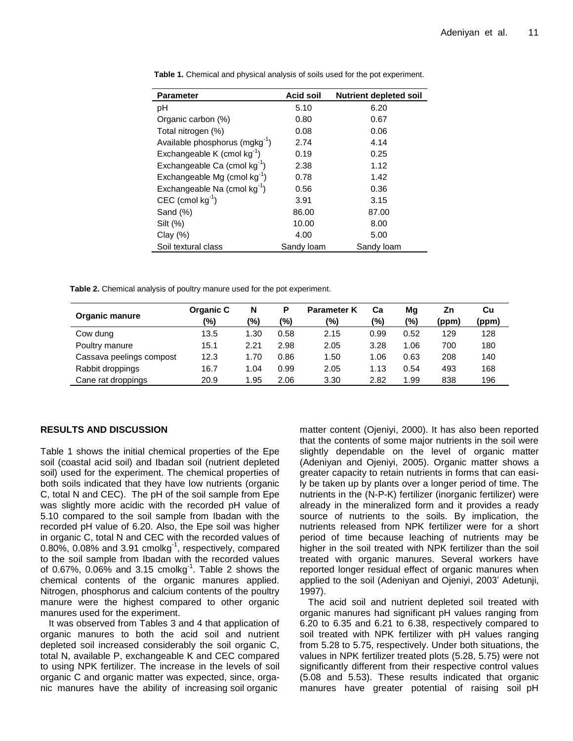**Table 1.** Chemical and physical analysis of soils used for the pot experiment.

| Parameter | Acid soil | Nutrient depleted soil |
|---|---|---|
| pH | 5.10 | 6.20 |
| Organic carbon (%) | 0.80 | 0.67 |
| Total nitrogen (%) | 0.08 | 0.06 |
| Available phosphorus ($mgkg^{-1}$) | 2.74 | 4.14 |
| Exchangeable K ($cmol\ kg^{-1}$) | 0.19 | 0.25 |
| Exchangeable Ca ($cmol\ kg^{-1}$) | 2.38 | 1.12 |
| Exchangeable Mg ($cmol\ kg^{-1}$) | 0.78 | 1.42 |
| Exchangeable Na ($cmol\ kg^{-1}$) | 0.56 | 0.36 |
| CEC ($cmol\ kg^{-1}$) | 3.91 | 3.15 |
| Sand (%) | 86.00 | 87.00 |
| Silt (%) | 10.00 | 8.00 |
| Clay (%) | 4.00 | 5.00 |
| Soil textural class | Sandy loam | Sandy loam |

**Table 2.** Chemical analysis of poultry manure used for the pot experiment.

| Organic manure | Organic C (%) | N (%) | P (%) | Parameter K (%) | Ca (%) | Mg (%) | Zn (ppm) | Cu (ppm) |
|---|---|---|---|---|---|---|---|---|
| Cow dung | 13.5 | 1.30 | 0.58 | 2.15 | 0.99 | 0.52 | 129 | 128 |
| Poultry manure | 15.1 | 2.21 | 2.98 | 2.05 | 3.28 | 1.06 | 700 | 180 |
| Cassava peelings compost | 12.3 | 1.70 | 0.86 | 1.50 | 1.06 | 0.63 | 208 | 140 |
| Rabbit droppings | 16.7 | 1.04 | 0.99 | 2.05 | 1.13 | 0.54 | 493 | 168 |
| Cane rat droppings | 20.9 | 1.95 | 2.06 | 3.30 | 2.82 | 1.99 | 838 | 196 |

## RESULTS AND DISCUSSION

Table 1 shows the initial chemical properties of the Epe soil (coastal acid soil) and Ibadan soil (nutrient depleted soil) used for the experiment. The chemical properties of both soils indicated that they have low nutrients (organic C, total N and CEC). The pH of the soil sample from Epe was slightly more acidic with the recorded pH value of 5.10 compared to the soil sample from Ibadan with the recorded pH value of 6.20. Also, the Epe soil was higher in organic C, total N and CEC with the recorded values of 0.80%, 0.08% and 3.91 $cmolkg^{-1}$, respectively, compared to the soil sample from Ibadan with the recorded values of 0.67%, 0.06% and 3.15 $cmolkg^{-1}$. Table 2 shows the chemical contents of the organic manures applied. Nitrogen, phosphorus and calcium contents of the poultry manure were the highest compared to other organic manures used for the experiment.

It was observed from Tables 3 and 4 that application of organic manures to both the acid soil and nutrient depleted soil increased considerably the soil organic C, total N, available P, exchangeable K and CEC compared to using NPK fertilizer. The increase in the levels of soil organic C and organic matter was expected, since, organic manures have the ability of increasing soil organic matter content (Ojeniyi, 2000). It has also been reported that the contents of some major nutrients in the soil were slightly dependable on the level of organic matter (Adeniyan and Ojeniyi, 2005). Organic matter shows a greater capacity to retain nutrients in forms that can easily be taken up by plants over a longer period of time. The nutrients in the (N-P-K) fertilizer (inorganic fertilizer) were already in the mineralized form and it provides a ready source of nutrients to the soils. By implication, the nutrients released from NPK fertilizer were for a short period of time because leaching of nutrients may be higher in the soil treated with NPK fertilizer than the soil treated with organic manures. Several workers have reported longer residual effect of organic manures when applied to the soil (Adeniyan and Ojeniyi, 2003' Adetunji, 1997).

The acid soil and nutrient depleted soil treated with organic manures had significant pH values ranging from 6.20 to 6.35 and 6.21 to 6.38, respectively compared to soil treated with NPK fertilizer with pH values ranging from 5.28 to 5.75, respectively. Under both situations, the values in NPK fertilizer treated plots (5.28, 5.75) were not significantly different from their respective control values (5.08 and 5.53). These results indicated that organic manures have greater potential of raising soil pH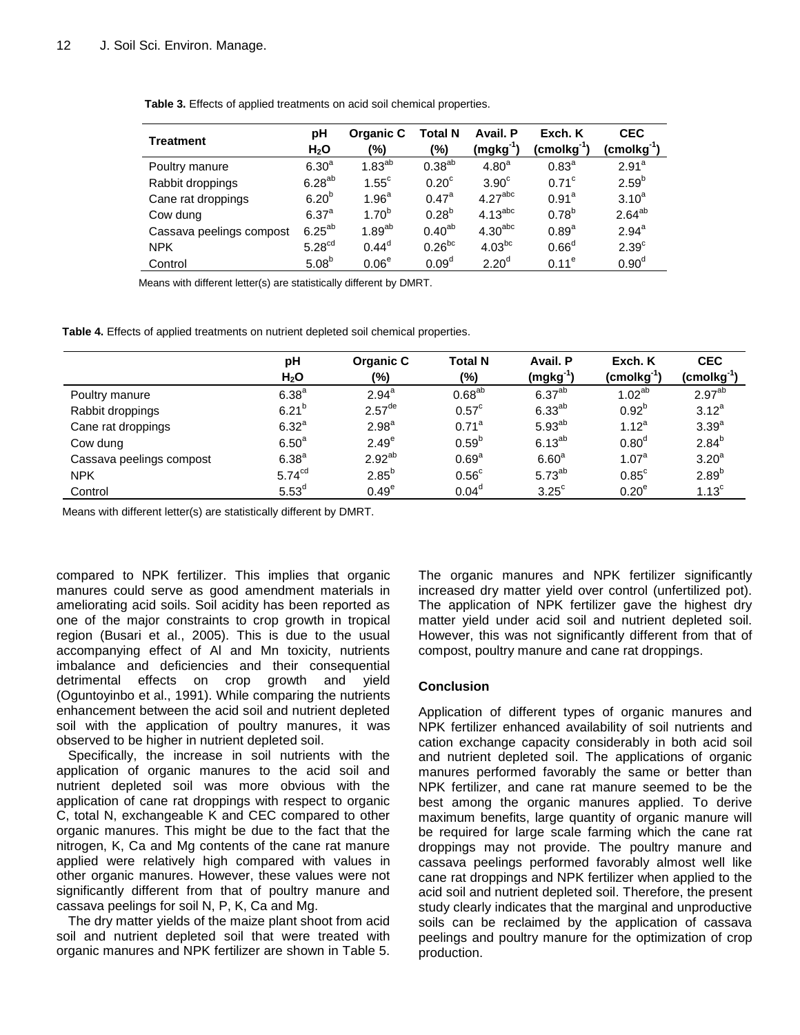**Table 3.** Effects of applied treatments on acid soil chemical properties.

| Treatment | pH $H_2O$ | Organic C (%) | Total N (%) | Avail. P ($mgkg^{-1}$) | Exch. K ($cmolkg^{-1}$) | CEC ($cmolkg^{-1}$) |
|---|---|---|---|---|---|---|
| Poultry manure | $6.30^{a}$ | $1.83^{ab}$ | $0.38^{ab}$ | $4.80^{a}$ | $0.83^{a}$ | $2.91^{a}$ |
| Rabbit droppings | $6.28^{ab}$ | $1.55^{c}$ | $0.20^{c}$ | $3.90^{c}$ | $0.71^{c}$ | $2.59^{b}$ |
| Cane rat droppings | $6.20^{b}$ | $1.96^{a}$ | $0.47^{a}$ | $4.27^{abc}$ | $0.91^{a}$ | $3.10^{a}$ |
| Cow dung | $6.37^{a}$ | $1.70^{b}$ | $0.28^{b}$ | $4.13^{abc}$ | $0.78^{b}$ | $2.64^{ab}$ |
| Cassava peelings compost | $6.25^{ab}$ | $1.89^{ab}$ | $0.40^{ab}$ | $4.30^{abc}$ | $0.89^{a}$ | $2.94^{a}$ |
| NPK | $5.28^{cd}$ | $0.44^{d}$ | $0.26^{bc}$ | $4.03^{bc}$ | $0.66^{d}$ | $2.39^{c}$ |
| Control | $5.08^{b}$ | $0.06^{e}$ | $0.09^{d}$ | $2.20^{d}$ | $0.11^{e}$ | $0.90^{d}$ |

Means with different letter(s) are statistically different by DMRT.

**Table 4.** Effects of applied treatments on nutrient depleted soil chemical properties.

| | pH $H_2O$ | Organic C (%) | Total N (%) | Avail. P ($mgkg^{-1}$) | Exch. K ($cmolkg^{-1}$) | CEC ($cmolkg^{-1}$) |
|---|---|---|---|---|---|---|
| Poultry manure | $6.38^{a}$ | $2.94^{a}$ | $0.68^{ab}$ | $6.37^{ab}$ | $1.02^{ab}$ | $2.97^{ab}$ |
| Rabbit droppings | $6.21^{b}$ | $2.57^{de}$ | $0.57^{c}$ | $6.33^{ab}$ | $0.92^{b}$ | $3.12^{a}$ |
| Cane rat droppings | $6.32^{a}$ | $2.98^{a}$ | $0.71^{a}$ | $5.93^{ab}$ | $1.12^{a}$ | $3.39^{a}$ |
| Cow dung | $6.50^{a}$ | $2.49^{e}$ | $0.59^{b}$ | $6.13^{ab}$ | $0.80^{d}$ | $2.84^{b}$ |
| Cassava peelings compost | $6.38^{a}$ | $2.92^{ab}$ | $0.69^{a}$ | $6.60^{a}$ | $1.07^{a}$ | $3.20^{a}$ |
| NPK | $5.74^{cd}$ | $2.85^{b}$ | $0.56^{c}$ | $5.73^{ab}$ | $0.85^{c}$ | $2.89^{b}$ |
| Control | $5.53^{d}$ | $0.49^{e}$ | $0.04^{d}$ | $3.25^{c}$ | $0.20^{e}$ | $1.13^{c}$ |

Means with different letter(s) are statistically different by DMRT.

compared to NPK fertilizer. This implies that organic manures could serve as good amendment materials in ameliorating acid soils. Soil acidity has been reported as one of the major constraints to crop growth in tropical region (Busari et al., 2005). This is due to the usual accompanying effect of Al and Mn toxicity, nutrients imbalance and deficiencies and their consequential detrimental effects on crop growth and yield (Oguntoyinbo et al., 1991). While comparing the nutrients enhancement between the acid soil and nutrient depleted soil with the application of poultry manures, it was observed to be higher in nutrient depleted soil.

Specifically, the increase in soil nutrients with the application of organic manures to the acid soil and nutrient depleted soil was more obvious with the application of cane rat droppings with respect to organic C, total N, exchangeable K and CEC compared to other organic manures. This might be due to the fact that the nitrogen, K, Ca and Mg contents of the cane rat manure applied were relatively high compared with values in other organic manures. However, these values were not significantly different from that of poultry manure and cassava peelings for soil N, P, K, Ca and Mg.

The dry matter yields of the maize plant shoot from acid soil and nutrient depleted soil that were treated with organic manures and NPK fertilizer are shown in Table 5. The organic manures and NPK fertilizer significantly increased dry matter yield over control (unfertilized pot). The application of NPK fertilizer gave the highest dry matter yield under acid soil and nutrient depleted soil. However, this was not significantly different from that of compost, poultry manure and cane rat droppings.

## Conclusion

Application of different types of organic manures and NPK fertilizer enhanced availability of soil nutrients and cation exchange capacity considerably in both acid soil and nutrient depleted soil. The applications of organic manures performed favorably the same or better than NPK fertilizer, and cane rat manure seemed to be the best among the organic manures applied. To derive maximum benefits, large quantity of organic manure will be required for large scale farming which the cane rat droppings may not provide. The poultry manure and cassava peelings performed favorably almost well like cane rat droppings and NPK fertilizer when applied to the acid soil and nutrient depleted soil. Therefore, the present study clearly indicates that the marginal and unproductive soils can be reclaimed by the application of cassava peelings and poultry manure for the optimization of crop production.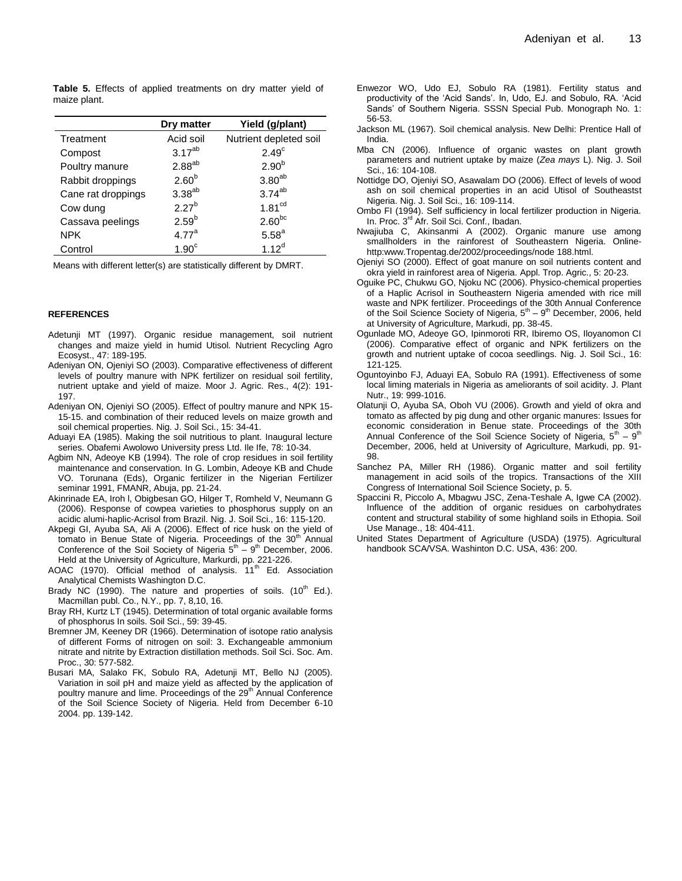**Table 5.** Effects of applied treatments on dry matter yield of maize plant.

| | Dry matter | Yield (g/plant) |
|---|---|---|
| Treatment | Acid soil | Nutrient depleted soil |
| Compost | $3.17^{ab}$ | $2.49^{c}$ |
| Poultry manure | $2.88^{ab}$ | $2.90^{b}$ |
| Rabbit droppings | $2.60^{b}$ | $3.80^{ab}$ |
| Cane rat droppings | $3.38^{ab}$ | $3.74^{ab}$ |
| Cow dung | $2.27^{b}$ | $1.81^{cd}$ |
| Cassava peelings | $2.59^{b}$ | $2.60^{bc}$ |
| NPK | $4.77^{a}$ | $5.58^{a}$ |
| Control | $1.90^{c}$ | $1.12^{d}$ |

Means with different letter(s) are statistically different by DMRT.

## REFERENCES

Adetunji MT (1997). Organic residue management, soil nutrient changes and maize yield in humid Utisol. Nutrient Recycling Agro Ecosyst., 47: 189-195.

Adeniyan ON, Ojeniyi SO (2003). Comparative effectiveness of different levels of poultry manure with NPK fertilizer on residual soil fertility, nutrient uptake and yield of maize. Moor J. Agric. Res., 4(2): 191-197.

Adeniyan ON, Ojeniyi SO (2005). Effect of poultry manure and NPK 15-15-15. and combination of their reduced levels on maize growth and soil chemical properties. Nig. J. Soil Sci., 15: 34-41.

Aduayi EA (1985). Making the soil nutritious to plant. Inaugural lecture series. Obafemi Awolowo University press Ltd. Ile Ife, 78: 10-34.

Agbim NN, Adeoye KB (1994). The role of crop residues in soil fertility maintenance and conservation. In G. Lombin, Adeoye KB and Chude VO. Torunana (Eds), Organic fertilizer in the Nigerian Fertilizer seminar 1991, FMANR, Abuja, pp. 21-24.

Akinrinade EA, Iroh I, Obigbesan GO, Hilger T, Romheld V, Neumann G (2006). Response of cowpea varieties to phosphorus supply on an acidic alumi-haplic-Acrisol from Brazil. Nig. J. Soil Sci., 16: 115-120.

Akpegi GI, Ayuba SA, Ali A (2006). Effect of rice husk on the yield of tomato in Benue State of Nigeria. Proceedings of the 30th Annual Conference of the Soil Society of Nigeria 5th – 9th December, 2006. Held at the University of Agriculture, Markurdi, pp. 221-226.

AOAC (1970). Official method of analysis. 11th Ed. Association Analytical Chemists Washington D.C.

Brady NC (1990). The nature and properties of soils. (10th Ed.). Macmillan publ. Co., N.Y., pp. 7, 8,10, 16.

Bray RH, Kurtz LT (1945). Determination of total organic available forms of phosphorus In soils. Soil Sci., 59: 39-45.

Bremner JM, Keeney DR (1966). Determination of isotope ratio analysis of different Forms of nitrogen on soil: 3. Exchangeable ammonium nitrate and nitrite by Extraction distillation methods. Soil Sci. Soc. Am. Proc., 30: 577-582.

Busari MA, Salako FK, Sobulo RA, Adetunji MT, Bello NJ (2005). Variation in soil pH and maize yield as affected by the application of poultry manure and lime. Proceedings of the 29th Annual Conference of the Soil Science Society of Nigeria. Held from December 6-10 2004. pp. 139-142.

Enwezor WO, Udo EJ, Sobulo RA (1981). Fertility status and productivity of the 'Acid Sands'. In, Udo, EJ. and Sobulo, RA. 'Acid Sands' of Southern Nigeria. SSSN Special Pub. Monograph No. 1: 56-53.

Jackson ML (1967). Soil chemical analysis. New Delhi: Prentice Hall of India.

Mba CN (2006). Influence of organic wastes on plant growth parameters and nutrient uptake by maize (*Zea mays* L). Nig. J. Soil Sci., 16: 104-108.

Nottidge DO, Ojeniyi SO, Asawalam DO (2006). Effect of levels of wood ash on soil chemical properties in an acid Utisol of Southeastst Nigeria. Nig. J. Soil Sci., 16: 109-114.

Ombo FI (1994). Self sufficiency in local fertilizer production in Nigeria. In. Proc. 3rd Afr. Soil Sci. Conf., Ibadan.

Nwajiuba C, Akinsanmi A (2002). Organic manure use among smallholders in the rainforest of Southeastern Nigeria. Online-http:www.Tropentag.de/2002/proceedings/node 188.html.

Ojeniyi SO (2000). Effect of goat manure on soil nutrients content and okra yield in rainforest area of Nigeria. Appl. Trop. Agric., 5: 20-23.

Oguike PC, Chukwu GO, Njoku NC (2006). Physico-chemical properties of a Haplic Acrisol in Southeastern Nigeria amended with rice mill waste and NPK fertilizer. Proceedings of the 30th Annual Conference of the Soil Science Society of Nigeria, 5th – 9th December, 2006, held at University of Agriculture, Markudi, pp. 38-45.

Ogunlade MO, Adeoye GO, Ipinmoroti RR, Ibiremo OS, Iloyanomon CI (2006). Comparative effect of organic and NPK fertilizers on the growth and nutrient uptake of cocoa seedlings. Nig. J. Soil Sci., 16: 121-125.

Oguntoyinbo FJ, Aduayi EA, Sobulo RA (1991). Effectiveness of some local liming materials in Nigeria as ameliorants of soil acidity. J. Plant Nutr., 19: 999-1016.

Olatunji O, Ayuba SA, Oboh VU (2006). Growth and yield of okra and tomato as affected by pig dung and other organic manures: Issues for economic consideration in Benue state. Proceedings of the 30th Annual Conference of the Soil Science Society of Nigeria, 5th – 9th December, 2006, held at University of Agriculture, Markudi, pp. 91-98.

Sanchez PA, Miller RH (1986). Organic matter and soil fertility management in acid soils of the tropics. Transactions of the XIII Congress of International Soil Science Society, p. 5.

Spaccini R, Piccolo A, Mbagwu JSC, Zena-Teshale A, Igwe CA (2002). Influence of the addition of organic residues on carbohydrates content and structural stability of some highland soils in Ethopia. Soil Use Manage., 18: 404-411.

United States Department of Agriculture (USDA) (1975). Agricultural handbook SCA/VSA. Washinton D.C. USA, 436: 200.